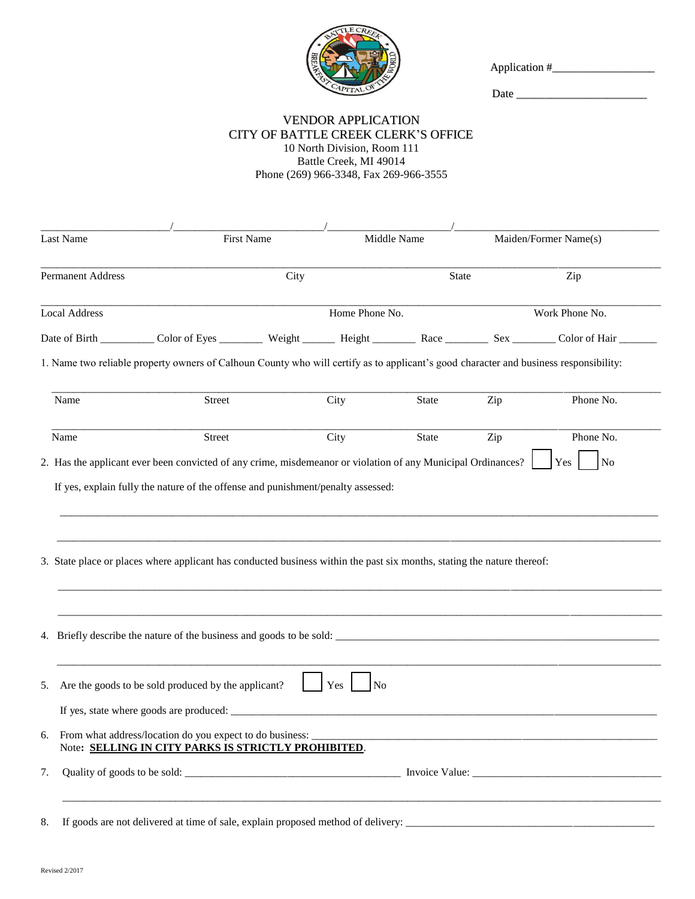Application #_________________

Date ______________________

# VENDOR APPLICATION
## CITY OF BATTLE CREEK CLERK'S OFFICE

10 North Division, Room 111
Battle Creek, MI 49014
Phone (269) 966-3348, Fax 269-966-3555

_____________________/_________________________/____________________/________________________________

Last Name First Name Middle Name Maiden/Former Name(s)

_____________________________________________________________________________________________

Permanent Address City State Zip

_____________________________________________________________________________________________

Local Address Home Phone No. Work Phone No.

Date of Birth _________ Color of Eyes ________ Weight ______ Height ________ Race ________ Sex ________ Color of Hair _______

1. Name two reliable property owners of Calhoun County who will certify as to applicant's good character and business responsibility:

_____________________________________________________________________________________________

Name Street City State Zip Phone No.

_____________________________________________________________________________________________

Name Street City State Zip Phone No.

2. Has the applicant ever been convicted of any crime, misdemeanor or violation of any Municipal Ordinances? ☐ Yes ☐ No

   If yes, explain fully the nature of the offense and punishment/penalty assessed:

   _____________________________________________________________________________________________

   _____________________________________________________________________________________________

3. State place or places where applicant has conducted business within the past six months, stating the nature thereof:

   _____________________________________________________________________________________________

   _____________________________________________________________________________________________

4. Briefly describe the nature of the business and goods to be sold: ____________________________________________

   _____________________________________________________________________________________________

5. Are the goods to be sold produced by the applicant? ☐ Yes ☐ No

   If yes, state where goods are produced: ______________________________________________________________

6. From what address/location do you expect to do business: ____________________________________________

   Note: **<u>SELLING IN CITY PARKS IS STRICTLY PROHIBITED</u>**.

7. Quality of goods to be sold: ______________________________ Invoice Value: ______________________________

   _____________________________________________________________________________________________

8. If goods are not delivered at time of sale, explain proposed method of delivery: ____________________________________

Revised 2/2017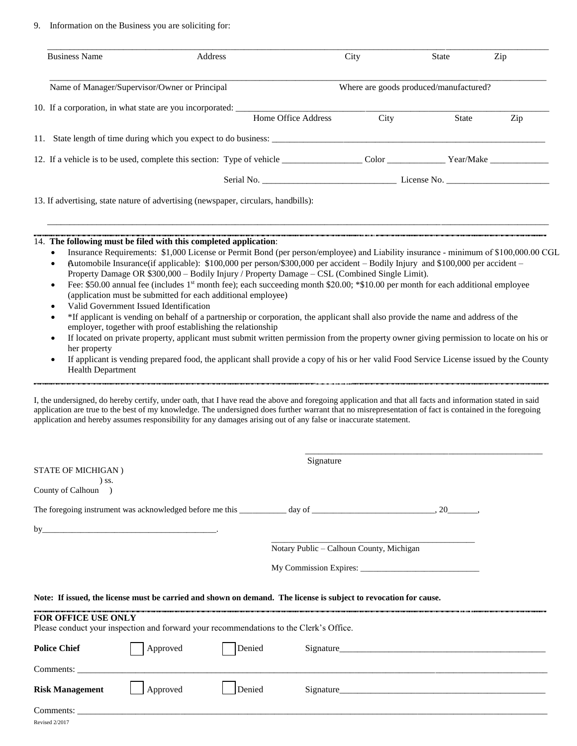9. Information on the Business you are soliciting for:

______________________________________________________________________________________________

Business Name Address City State Zip

______________________________________________________________________________________________

Name of Manager/Supervisor/Owner or Principal Where are goods produced/manufactured?

10. If a corporation, in what state are you incorporated: _______________________________________________

Home Office Address City State Zip

11. State length of time during which you expect to do business: ______________________________________

12. If a vehicle is to be used, complete this section: Type of vehicle _________________ Color ____________ Year/Make ____________

Serial No. ______________________________ License No. _______________________

13. If advertising, state nature of advertising (newspaper, circulars, handbills):

______________________________________________________________________________________________

14. **The following must be filed with this completed application**:

- Insurance Requirements: $1,000 License or Permit Bond (per person/employee) and Liability insurance - minimum of $100,000.00 CGL
- Automobile Insurance(if applicable): $100,000 per person/$300,000 per accident – Bodily Injury and $100,000 per accident – Property Damage OR $300,000 – Bodily Injury / Property Damage – CSL (Combined Single Limit).
- Fee: $50.00 annual fee (includes 1st month fee); each succeeding month $20.00; *$10.00 per month for each additional employee (application must be submitted for each additional employee)
- Valid Government Issued Identification
- *If applicant is vending on behalf of a partnership or corporation, the applicant shall also provide the name and address of the employer, together with proof establishing the relationship
- If located on private property, applicant must submit written permission from the property owner giving permission to locate on his or her property
- If applicant is vending prepared food, the applicant shall provide a copy of his or her valid Food Service License issued by the County Health Department

I, the undersigned, do hereby certify, under oath, that I have read the above and foregoing application and that all facts and information stated in said application are true to the best of my knowledge. The undersigned does further warrant that no misrepresentation of fact is contained in the foregoing application and hereby assumes responsibility for any damages arising out of any false or inaccurate statement.

_______________________________________________

Signature

STATE OF MICHIGAN )
) ss.
County of Calhoun )

The foregoing instrument was acknowledged before me this __________ day of ___________________________, 20_______,

by_______________________________________.

_______________________________________________

Notary Public – Calhoun County, Michigan

My Commission Expires: ___________________________

**Note: If issued, the license must be carried and shown on demand. The license is subject to revocation for cause.**

**FOR OFFICE USE ONLY**

Please conduct your inspection and forward your recommendations to the Clerk's Office.

**Police Chief** ☐ Approved ☐ Denied Signature_______________________________________________

Comments: ______________________________________________________________________________________

**Risk Management** ☐ Approved ☐ Denied Signature_______________________________________________

Comments: ______________________________________________________________________________________

Revised 2/2017